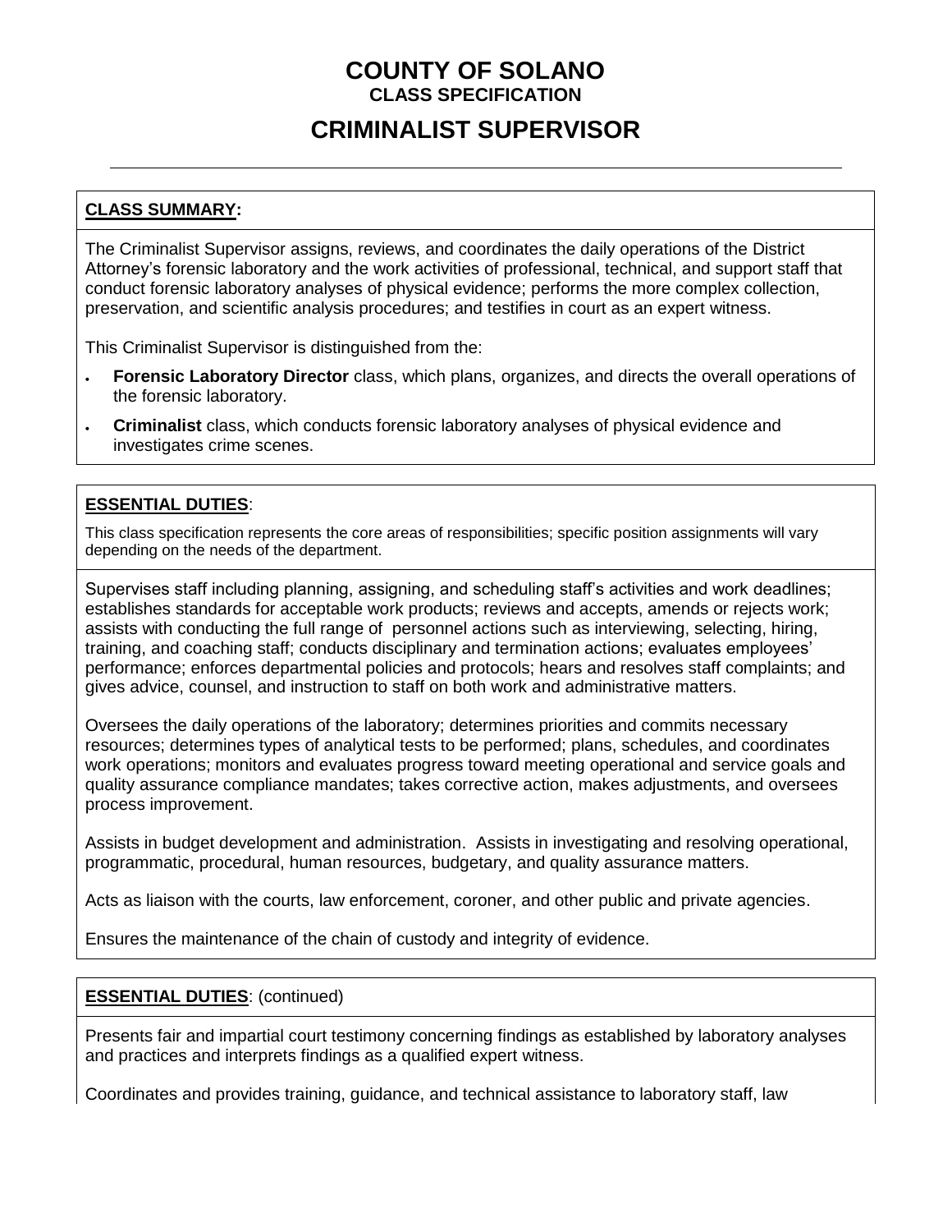# COUNTY OF SOLANO

**CLASS SPECIFICATION**

# CRIMINALIST SUPERVISOR

## CLASS SUMMARY:

The Criminalist Supervisor assigns, reviews, and coordinates the daily operations of the District Attorney's forensic laboratory and the work activities of professional, technical, and support staff that conduct forensic laboratory analyses of physical evidence; performs the more complex collection, preservation, and scientific analysis procedures; and testifies in court as an expert witness.

This Criminalist Supervisor is distinguished from the:

- **Forensic Laboratory Director** class, which plans, organizes, and directs the overall operations of the forensic laboratory.
- **Criminalist** class, which conducts forensic laboratory analyses of physical evidence and investigates crime scenes.

## ESSENTIAL DUTIES:

This class specification represents the core areas of responsibilities; specific position assignments will vary depending on the needs of the department.

Supervises staff including planning, assigning, and scheduling staff's activities and work deadlines; establishes standards for acceptable work products; reviews and accepts, amends or rejects work; assists with conducting the full range of personnel actions such as interviewing, selecting, hiring, training, and coaching staff; conducts disciplinary and termination actions; evaluates employees' performance; enforces departmental policies and protocols; hears and resolves staff complaints; and gives advice, counsel, and instruction to staff on both work and administrative matters.

Oversees the daily operations of the laboratory; determines priorities and commits necessary resources; determines types of analytical tests to be performed; plans, schedules, and coordinates work operations; monitors and evaluates progress toward meeting operational and service goals and quality assurance compliance mandates; takes corrective action, makes adjustments, and oversees process improvement.

Assists in budget development and administration. Assists in investigating and resolving operational, programmatic, procedural, human resources, budgetary, and quality assurance matters.

Acts as liaison with the courts, law enforcement, coroner, and other public and private agencies.

Ensures the maintenance of the chain of custody and integrity of evidence.

## ESSENTIAL DUTIES: (continued)

Presents fair and impartial court testimony concerning findings as established by laboratory analyses and practices and interprets findings as a qualified expert witness.

Coordinates and provides training, guidance, and technical assistance to laboratory staff, law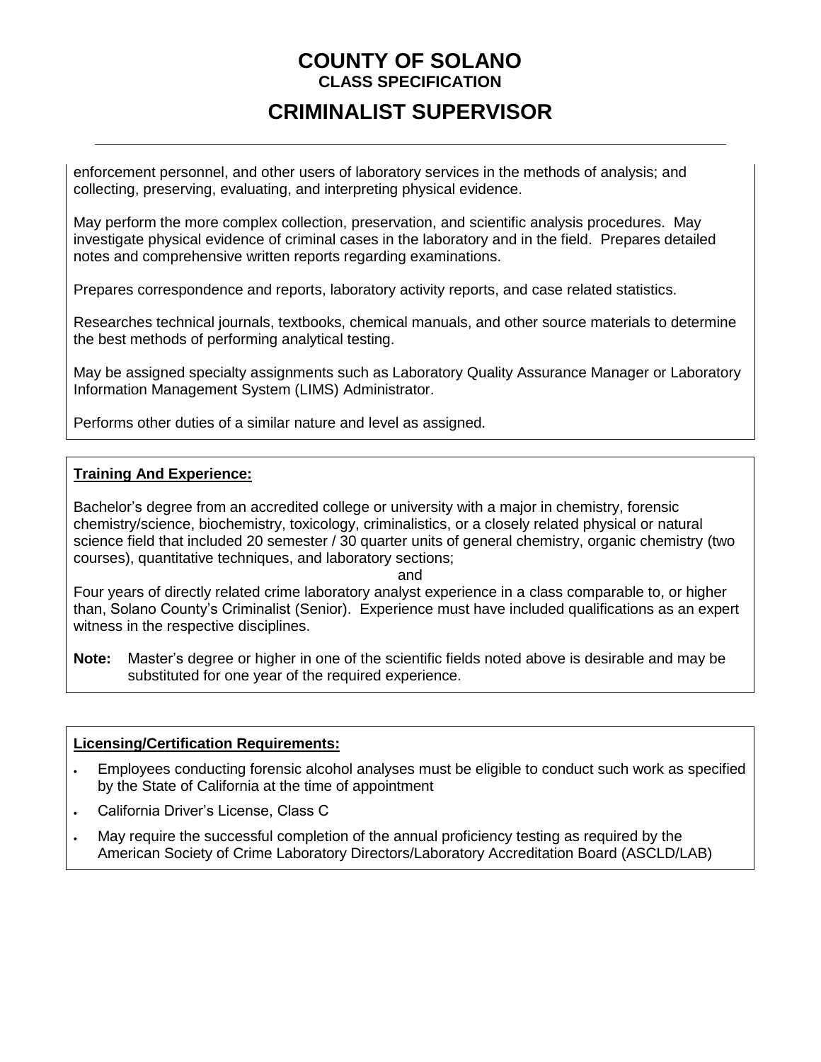enforcement personnel, and other users of laboratory services in the methods of analysis; and collecting, preserving, evaluating, and interpreting physical evidence.

May perform the more complex collection, preservation, and scientific analysis procedures. May investigate physical evidence of criminal cases in the laboratory and in the field. Prepares detailed notes and comprehensive written reports regarding examinations.

Prepares correspondence and reports, laboratory activity reports, and case related statistics.

Researches technical journals, textbooks, chemical manuals, and other source materials to determine the best methods of performing analytical testing.

May be assigned specialty assignments such as Laboratory Quality Assurance Manager or Laboratory Information Management System (LIMS) Administrator.

Performs other duties of a similar nature and level as assigned.

**Training And Experience:**

Bachelor's degree from an accredited college or university with a major in chemistry, forensic chemistry/science, biochemistry, toxicology, criminalistics, or a closely related physical or natural science field that included 20 semester / 30 quarter units of general chemistry, organic chemistry (two courses), quantitative techniques, and laboratory sections;

and

Four years of directly related crime laboratory analyst experience in a class comparable to, or higher than, Solano County's Criminalist (Senior). Experience must have included qualifications as an expert witness in the respective disciplines.

**Note:** Master's degree or higher in one of the scientific fields noted above is desirable and may be substituted for one year of the required experience.

**Licensing/Certification Requirements:**

- Employees conducting forensic alcohol analyses must be eligible to conduct such work as specified by the State of California at the time of appointment
- California Driver's License, Class C
- May require the successful completion of the annual proficiency testing as required by the American Society of Crime Laboratory Directors/Laboratory Accreditation Board (ASCLD/LAB)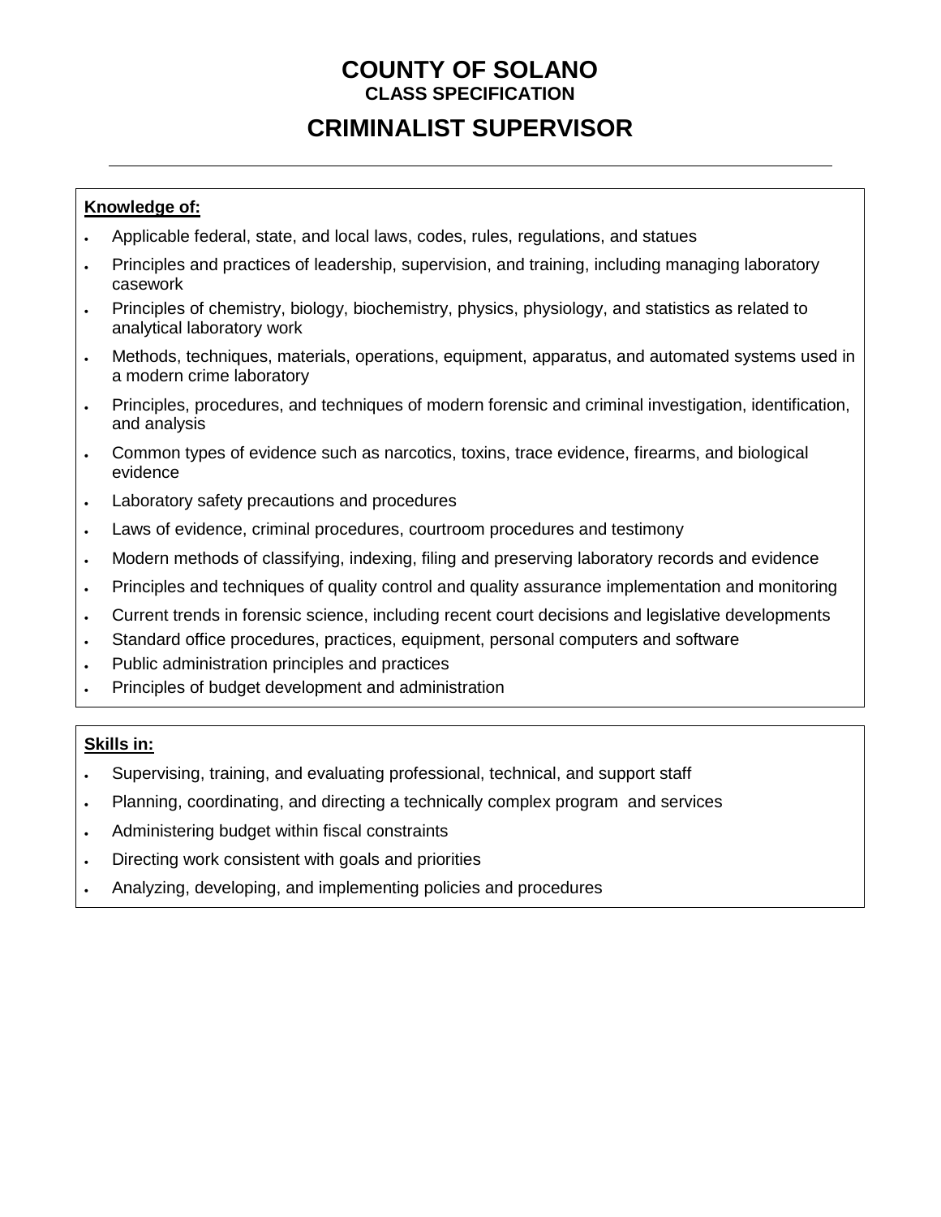# COUNTY OF SOLANO
**CLASS SPECIFICATION**

## CRIMINALIST SUPERVISOR

**Knowledge of:**

- Applicable federal, state, and local laws, codes, rules, regulations, and statues
- Principles and practices of leadership, supervision, and training, including managing laboratory casework
- Principles of chemistry, biology, biochemistry, physics, physiology, and statistics as related to analytical laboratory work
- Methods, techniques, materials, operations, equipment, apparatus, and automated systems used in a modern crime laboratory
- Principles, procedures, and techniques of modern forensic and criminal investigation, identification, and analysis
- Common types of evidence such as narcotics, toxins, trace evidence, firearms, and biological evidence
- Laboratory safety precautions and procedures
- Laws of evidence, criminal procedures, courtroom procedures and testimony
- Modern methods of classifying, indexing, filing and preserving laboratory records and evidence
- Principles and techniques of quality control and quality assurance implementation and monitoring
- Current trends in forensic science, including recent court decisions and legislative developments
- Standard office procedures, practices, equipment, personal computers and software
- Public administration principles and practices
- Principles of budget development and administration

**Skills in:**

- Supervising, training, and evaluating professional, technical, and support staff
- Planning, coordinating, and directing a technically complex program and services
- Administering budget within fiscal constraints
- Directing work consistent with goals and priorities
- Analyzing, developing, and implementing policies and procedures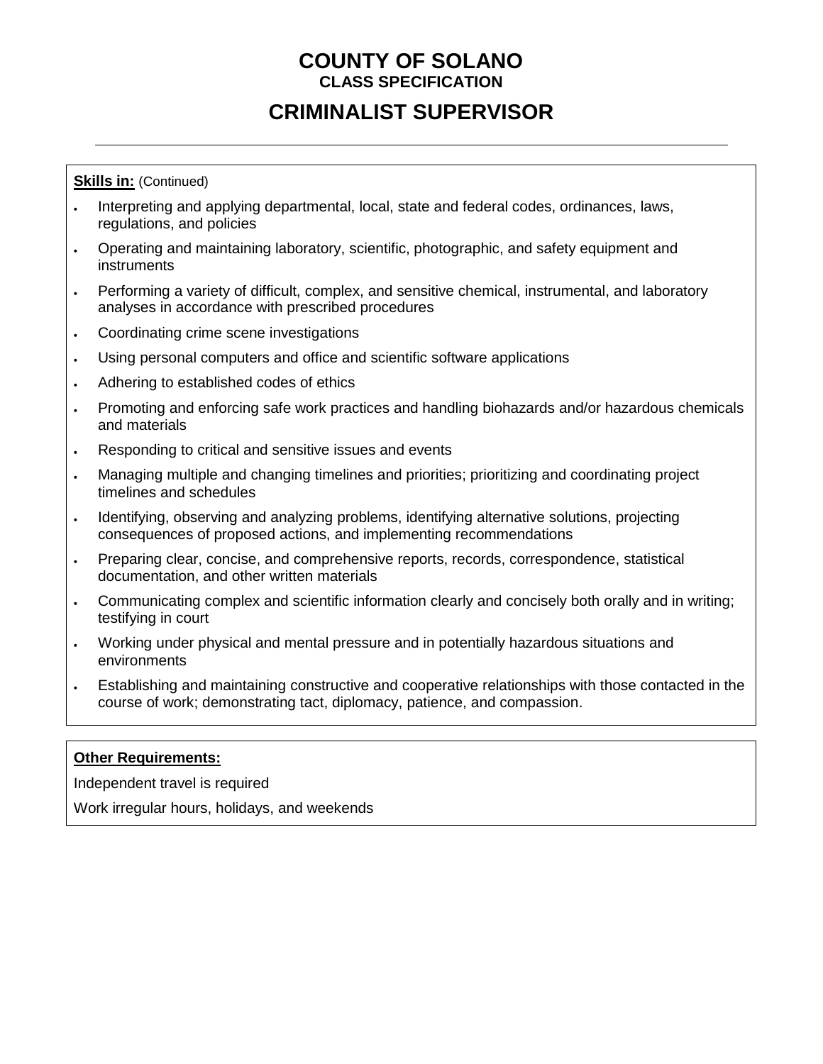**Skills in:** (Continued)

- Interpreting and applying departmental, local, state and federal codes, ordinances, laws, regulations, and policies
- Operating and maintaining laboratory, scientific, photographic, and safety equipment and instruments
- Performing a variety of difficult, complex, and sensitive chemical, instrumental, and laboratory analyses in accordance with prescribed procedures
- Coordinating crime scene investigations
- Using personal computers and office and scientific software applications
- Adhering to established codes of ethics
- Promoting and enforcing safe work practices and handling biohazards and/or hazardous chemicals and materials
- Responding to critical and sensitive issues and events
- Managing multiple and changing timelines and priorities; prioritizing and coordinating project timelines and schedules
- Identifying, observing and analyzing problems, identifying alternative solutions, projecting consequences of proposed actions, and implementing recommendations
- Preparing clear, concise, and comprehensive reports, records, correspondence, statistical documentation, and other written materials
- Communicating complex and scientific information clearly and concisely both orally and in writing; testifying in court
- Working under physical and mental pressure and in potentially hazardous situations and environments
- Establishing and maintaining constructive and cooperative relationships with those contacted in the course of work; demonstrating tact, diplomacy, patience, and compassion.

**Other Requirements:**

Independent travel is required

Work irregular hours, holidays, and weekends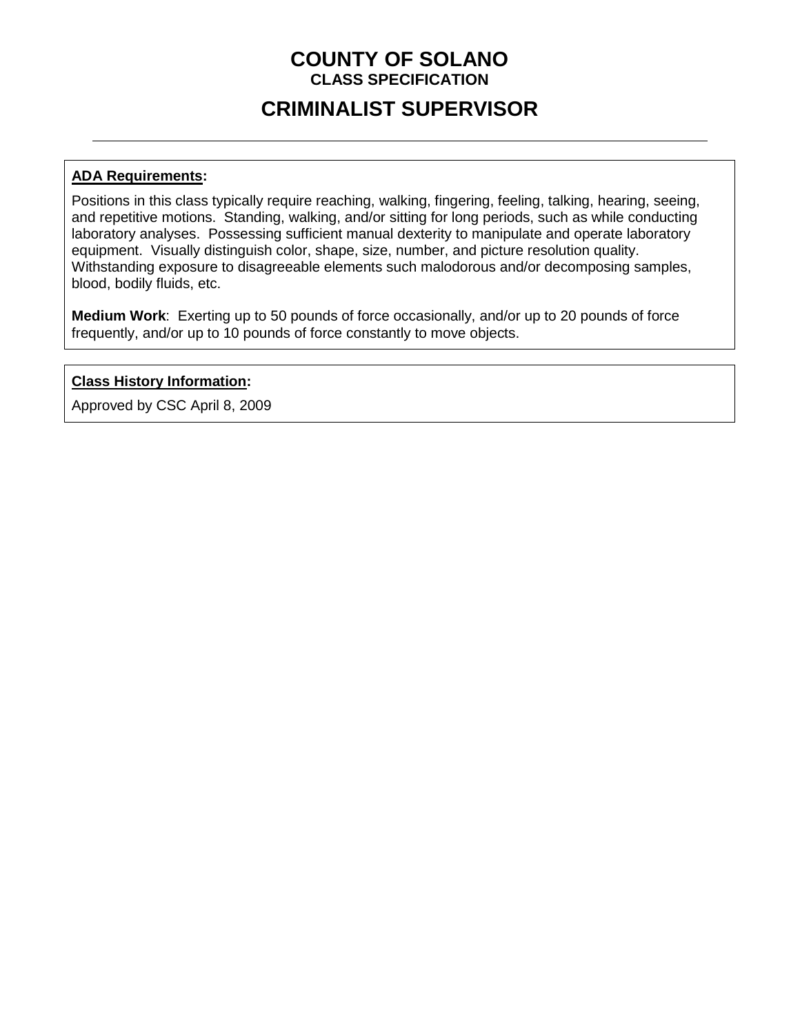# COUNTY OF SOLANO

**CLASS SPECIFICATION**

## CRITERIALIST SUPERVISOR

---

**ADA Requirements:**

Positions in this class typically require reaching, walking, fingering, feeling, talking, hearing, seeing, and repetitive motions. Standing, walking, and/or sitting for long periods, such as while conducting laboratory analyses. Possessing sufficient manual dexterity to manipulate and operate laboratory equipment. Visually distinguish color, shape, size, number, and picture resolution quality. Withstanding exposure to disagreeable elements such malodorous and/or decomposing samples, blood, bodily fluids, etc.

**Medium Work**: Exerting up to 50 pounds of force occasionally, and/or up to 20 pounds of force frequently, and/or up to 10 pounds of force constantly to move objects.

**Class History Information:**

Approved by CSC April 8, 2009

# COUNTY OF SOLANO

**CLASS SPECIFICATION**

## CRIMINALIST SUPERVISOR

---

**ADA Requirements:**

Positions in this class typically require reaching, walking, fingering, feeling, talking, hearing, seeing, and repetitive motions. Standing, walking, and/or sitting for long periods, such as while conducting laboratory analyses. Possessing sufficient manual dexterity to manipulate and operate laboratory equipment. Visually distinguish color, shape, size, number, and picture resolution quality. Withstanding exposure to disagreeable elements such malodorous and/or decomposing samples, blood, bodily fluids, etc.

**Medium Work**: Exerting up to 50 pounds of force occasionally, and/or up to 20 pounds of force frequently, and/or up to 10 pounds of force constantly to move objects.

**Class History Information:**

Approved by CSC April 8, 2009